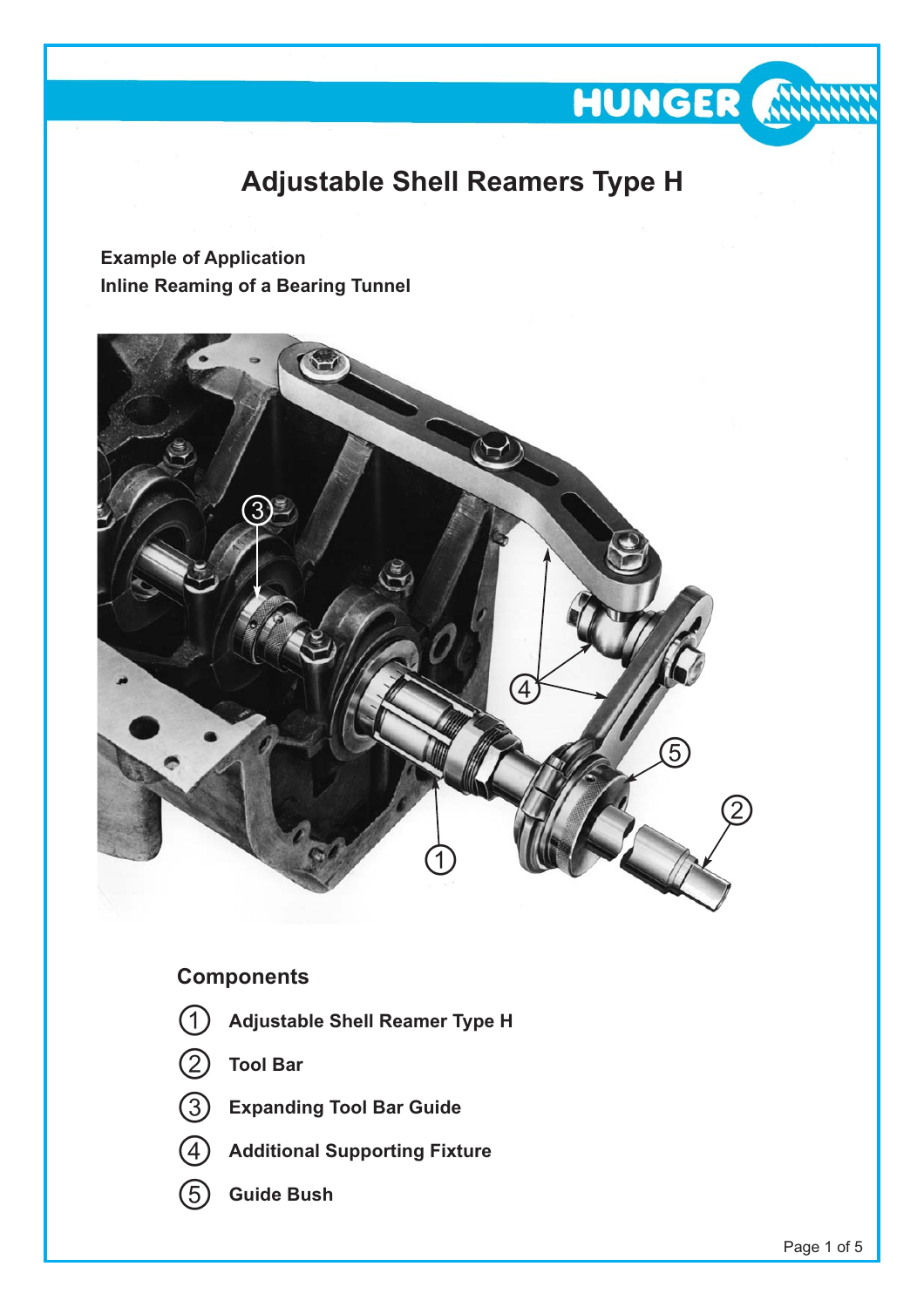# Adjustable Shell Reamers Type H

**Example of Application**
**Inline Reaming of a Bearing Tunnel**

## Components

1. **Adjustable Shell Reamer Type H**
2. **Tool Bar**
3. **Expanding Tool Bar Guide**
4. **Additional Supporting Fixture**
5. **Guide Bush**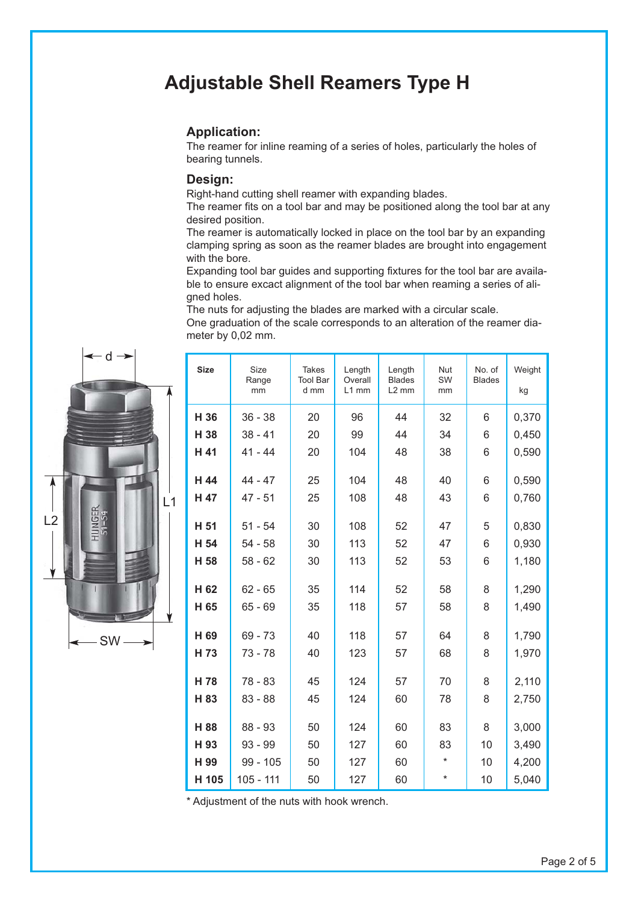# Adjustable Shell Reamers Type H

## Application:

The reamer for inline reaming of a series of holes, particularly the holes of bearing tunnels.

## Design:

Right-hand cutting shell reamer with expanding blades.
The reamer fits on a tool bar and may be positioned along the tool bar at any desired position.
The reamer is automatically locked in place on the tool bar by an expanding clamping spring as soon as the reamer blades are brought into engagement with the bore.
Expanding tool bar guides and supporting fixtures for the tool bar are available to ensure excact alignment of the tool bar when reaming a series of aligned holes.
The nuts for adjusting the blades are marked with a circular scale.
One graduation of the scale corresponds to an alteration of the reamer diameter by 0,02 mm.

| Size | Size Range mm | Takes Tool Bar d mm | Length Overall L1 mm | Length Blades L2 mm | Nut SW mm | No. of Blades | Weight kg |
|---|---|---|---|---|---|---|---|
| **H 36** | 36 - 38 | 20 | 96 | 44 | 32 | 6 | 0,370 |
| **H 38** | 38 - 41 | 20 | 99 | 44 | 34 | 6 | 0,450 |
| **H 41** | 41 - 44 | 20 | 104 | 48 | 38 | 6 | 0,590 |
| **H 44** | 44 - 47 | 25 | 104 | 48 | 40 | 6 | 0,590 |
| **H 47** | 47 - 51 | 25 | 108 | 48 | 43 | 6 | 0,760 |
| **H 51** | 51 - 54 | 30 | 108 | 52 | 47 | 5 | 0,830 |
| **H 54** | 54 - 58 | 30 | 113 | 52 | 47 | 6 | 0,930 |
| **H 58** | 58 - 62 | 30 | 113 | 52 | 53 | 6 | 1,180 |
| **H 62** | 62 - 65 | 35 | 114 | 52 | 58 | 8 | 1,290 |
| **H 65** | 65 - 69 | 35 | 118 | 57 | 58 | 8 | 1,490 |
| **H 69** | 69 - 73 | 40 | 118 | 57 | 64 | 8 | 1,790 |
| **H 73** | 73 - 78 | 40 | 123 | 57 | 68 | 8 | 1,970 |
| **H 78** | 78 - 83 | 45 | 124 | 57 | 70 | 8 | 2,110 |
| **H 83** | 83 - 88 | 45 | 124 | 60 | 78 | 8 | 2,750 |
| **H 88** | 88 - 93 | 50 | 124 | 60 | 83 | 8 | 3,000 |
| **H 93** | 93 - 99 | 50 | 127 | 60 | 83 | 10 | 3,490 |
| **H 99** | 99 - 105 | 50 | 127 | 60 | * | 10 | 4,200 |
| **H 105** | 105 - 111 | 50 | 127 | 60 | * | 10 | 5,040 |

* Adjustment of the nuts with hook wrench.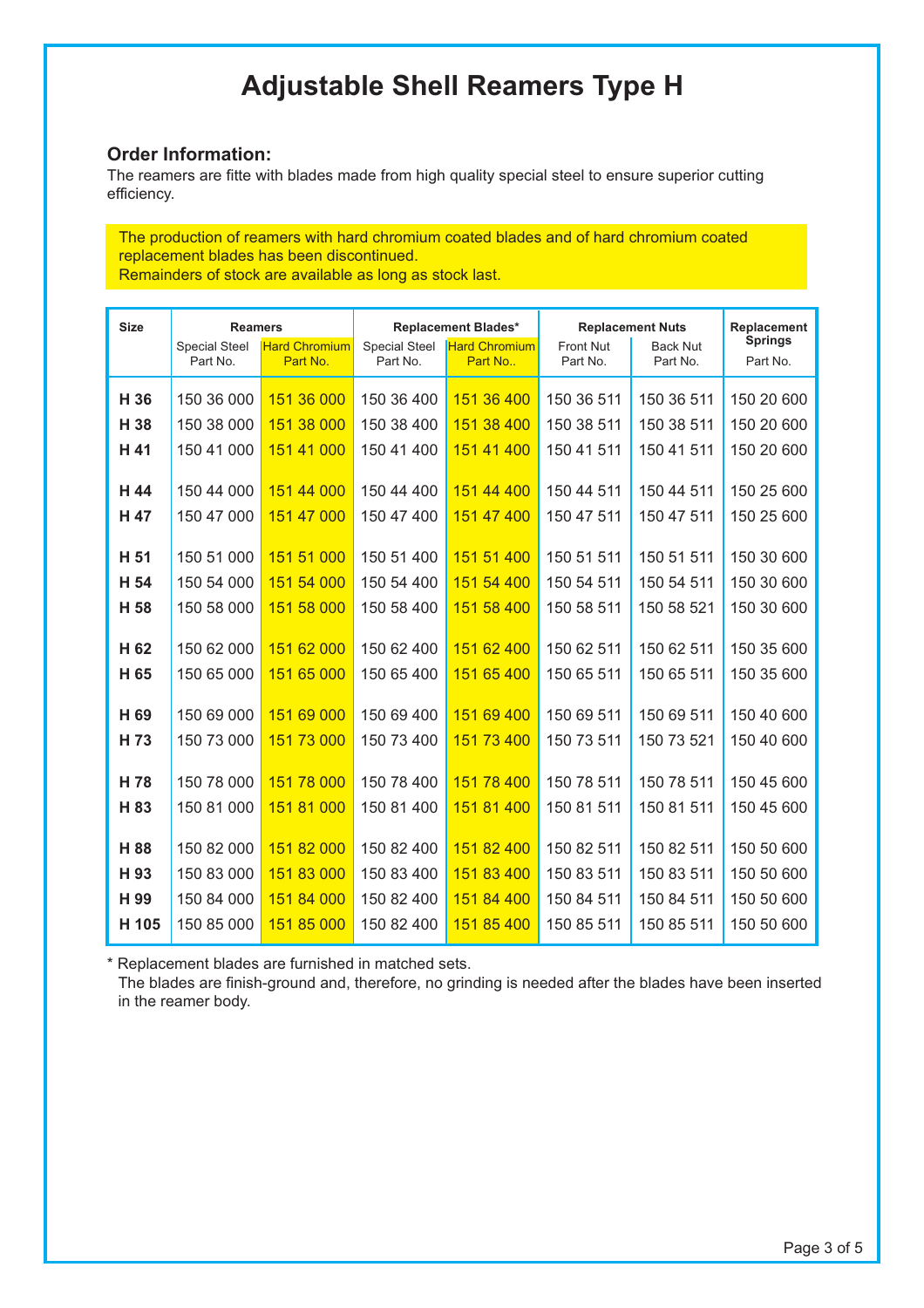# Adjustable Shell Reamers Type H

## Order Information:

The reamers are fitte with blades made from high quality special steel to ensure superior cutting efficiency.

The production of reamers with hard chromium coated blades and of hard chromium coated replacement blades has been discontinued.
Remainders of stock are available as long as stock last.

| Size | Reamers | | Replacement Blades* | | Replacement Nuts | | Replacement Springs |
|---|---|---|---|---|---|---|---|
| | Special Steel Part No. | Hard Chromium Part No. | Special Steel Part No. | Hard Chromium Part No.. | Front Nut Part No. | Back Nut Part No. | Part No. |
| **H 36** | 150 36 000 | 151 36 000 | 150 36 400 | 151 36 400 | 150 36 511 | 150 36 511 | 150 20 600 |
| **H 38** | 150 38 000 | 151 38 000 | 150 38 400 | 151 38 400 | 150 38 511 | 150 38 511 | 150 20 600 |
| **H 41** | 150 41 000 | 151 41 000 | 150 41 400 | 151 41 400 | 150 41 511 | 150 41 511 | 150 20 600 |
| **H 44** | 150 44 000 | 151 44 000 | 150 44 400 | 151 44 400 | 150 44 511 | 150 44 511 | 150 25 600 |
| **H 47** | 150 47 000 | 151 47 000 | 150 47 400 | 151 47 400 | 150 47 511 | 150 47 511 | 150 25 600 |
| **H 51** | 150 51 000 | 151 51 000 | 150 51 400 | 151 51 400 | 150 51 511 | 150 51 511 | 150 30 600 |
| **H 54** | 150 54 000 | 151 54 000 | 150 54 400 | 151 54 400 | 150 54 511 | 150 54 511 | 150 30 600 |
| **H 58** | 150 58 000 | 151 58 000 | 150 58 400 | 151 58 400 | 150 58 511 | 150 58 521 | 150 30 600 |
| **H 62** | 150 62 000 | 151 62 000 | 150 62 400 | 151 62 400 | 150 62 511 | 150 62 511 | 150 35 600 |
| **H 65** | 150 65 000 | 151 65 000 | 150 65 400 | 151 65 400 | 150 65 511 | 150 65 511 | 150 35 600 |
| **H 69** | 150 69 000 | 151 69 000 | 150 69 400 | 151 69 400 | 150 69 511 | 150 69 511 | 150 40 600 |
| **H 73** | 150 73 000 | 151 73 000 | 150 73 400 | 151 73 400 | 150 73 511 | 150 73 521 | 150 40 600 |
| **H 78** | 150 78 000 | 151 78 000 | 150 78 400 | 151 78 400 | 150 78 511 | 150 78 511 | 150 45 600 |
| **H 83** | 150 81 000 | 151 81 000 | 150 81 400 | 151 81 400 | 150 81 511 | 150 81 511 | 150 45 600 |
| **H 88** | 150 82 000 | 151 82 000 | 150 82 400 | 151 82 400 | 150 82 511 | 150 82 511 | 150 50 600 |
| **H 93** | 150 83 000 | 151 83 000 | 150 83 400 | 151 83 400 | 150 83 511 | 150 83 511 | 150 50 600 |
| **H 99** | 150 84 000 | 151 84 000 | 150 82 400 | 151 84 400 | 150 84 511 | 150 84 511 | 150 50 600 |
| **H 105** | 150 85 000 | 151 85 000 | 150 82 400 | 151 85 400 | 150 85 511 | 150 85 511 | 150 50 600 |

* Replacement blades are furnished in matched sets.
  The blades are finish-ground and, therefore, no grinding is needed after the blades have been inserted in the reamer body.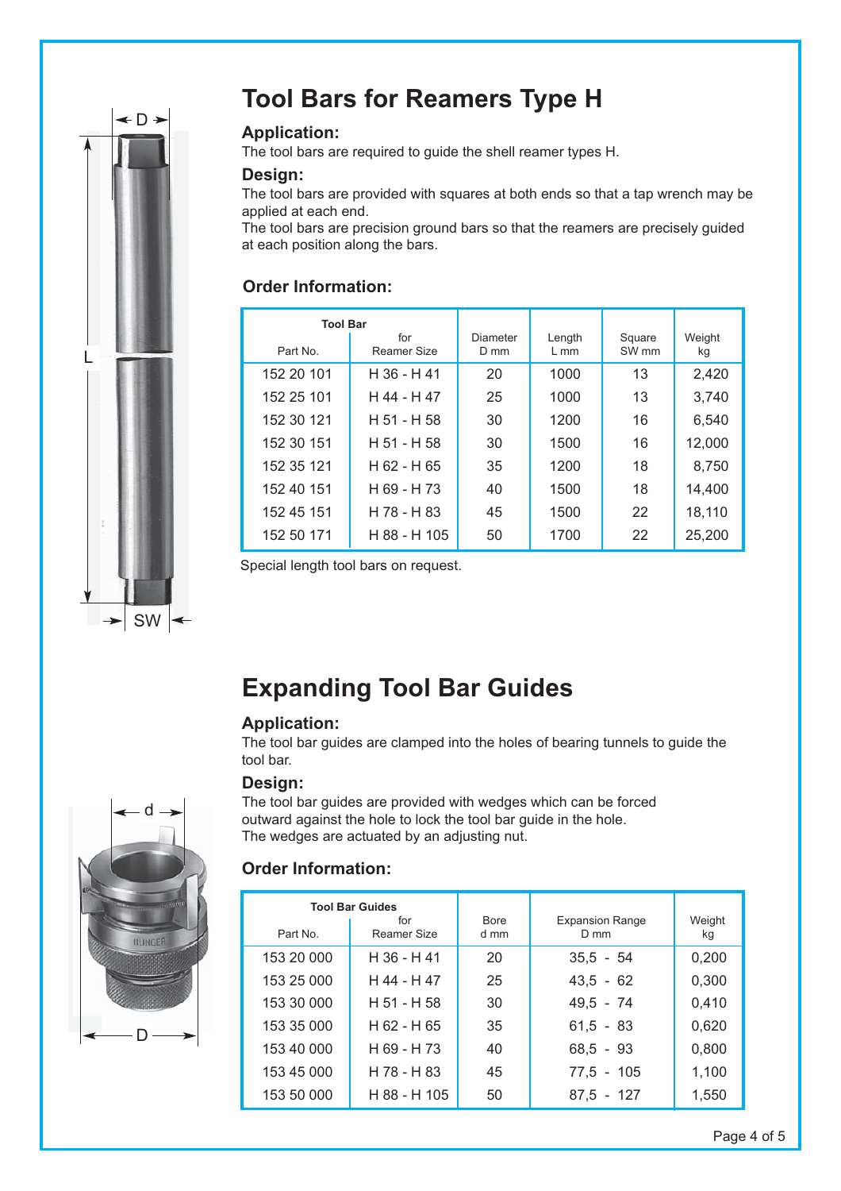# Tool Bars for Reamers Type H

### Application:

The tool bars are required to guide the shell reamer types H.

### Design:

The tool bars are provided with squares at both ends so that a tap wrench may be applied at each end.
The tool bars are precision ground bars so that the reamers are precisely guided at each position along the bars.

### Order Information:

| Tool Bar<br>Part No. | <br>for<br>Reamer Size | Diameter<br>D mm | Length<br>L mm | Square<br>SW mm | Weight<br>kg |
|---|---|---|---|---|---|
| 152 20 101 | H 36 - H 41 | 20 | 1000 | 13 | 2,420 |
| 152 25 101 | H 44 - H 47 | 25 | 1000 | 13 | 3,740 |
| 152 30 121 | H 51 - H 58 | 30 | 1200 | 16 | 6,540 |
| 152 30 151 | H 51 - H 58 | 30 | 1500 | 16 | 12,000 |
| 152 35 121 | H 62 - H 65 | 35 | 1200 | 18 | 8,750 |
| 152 40 151 | H 69 - H 73 | 40 | 1500 | 18 | 14,400 |
| 152 45 151 | H 78 - H 83 | 45 | 1500 | 22 | 18,110 |
| 152 50 171 | H 88 - H 105 | 50 | 1700 | 22 | 25,200 |

Special length tool bars on request.

# Expanding Tool Bar Guides

### Application:

The tool bar guides are clamped into the holes of bearing tunnels to guide the tool bar.

### Design:

The tool bar guides are provided with wedges which can be forced outward against the hole to lock the tool bar guide in the hole.
The wedges are actuated by an adjusting nut.

### Order Information:

| Tool Bar Guides<br>Part No. | <br>for<br>Reamer Size | Bore<br>d mm | Expansion Range<br>D mm | Weight<br>kg |
|---|---|---|---|---|
| 153 20 000 | H 36 - H 41 | 20 | 35,5 - 54 | 0,200 |
| 153 25 000 | H 44 - H 47 | 25 | 43,5 - 62 | 0,300 |
| 153 30 000 | H 51 - H 58 | 30 | 49,5 - 74 | 0,410 |
| 153 35 000 | H 62 - H 65 | 35 | 61,5 - 83 | 0,620 |
| 153 40 000 | H 69 - H 73 | 40 | 68,5 - 93 | 0,800 |
| 153 45 000 | H 78 - H 83 | 45 | 77,5 - 105 | 1,100 |
| 153 50 000 | H 88 - H 105 | 50 | 87,5 - 127 | 1,550 |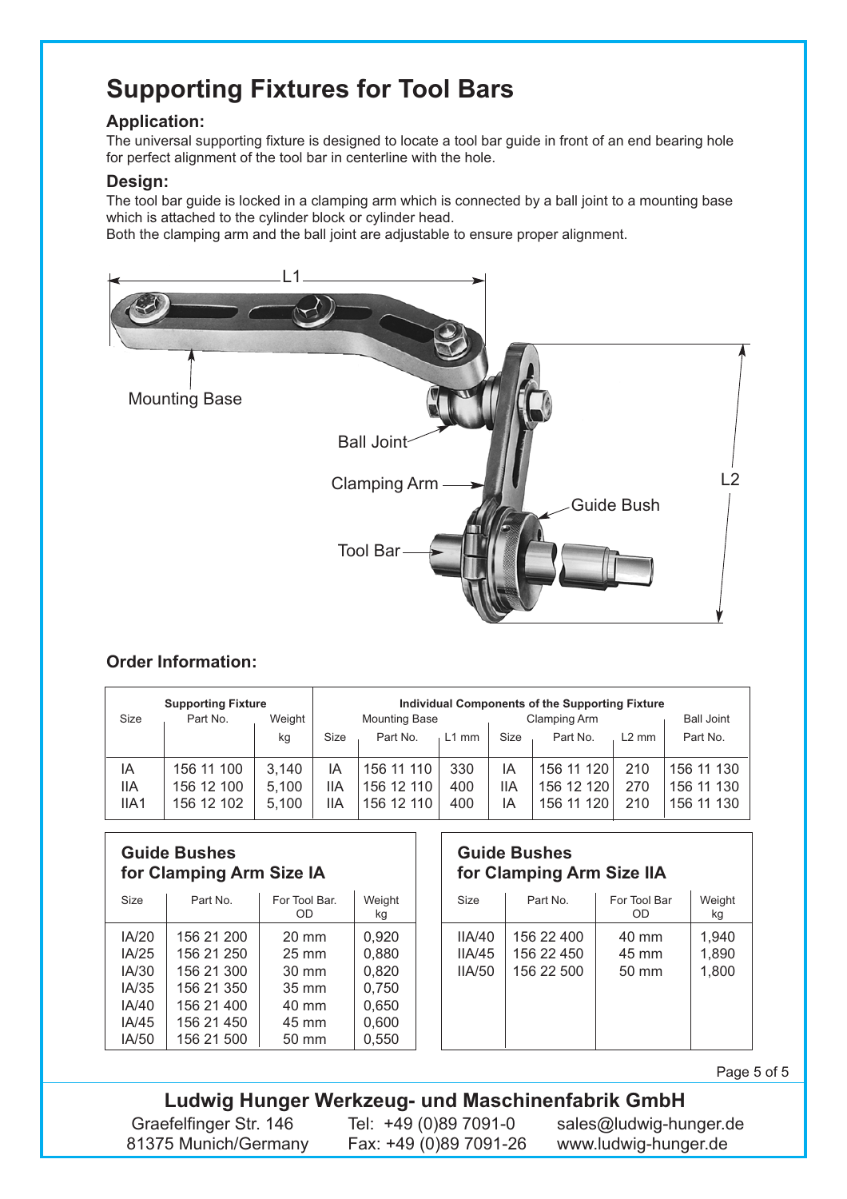# Supporting Fixtures for Tool Bars

## Application:

The universal supporting fixture is designed to locate a tool bar guide in front of an end bearing hole for perfect alignment of the tool bar in centerline with the hole.

## Design:

The tool bar guide is locked in a clamping arm which is connected by a ball joint to a mounting base which is attached to the cylinder block or cylinder head.
Both the clamping arm and the ball joint are adjustable to ensure proper alignment.

L1

Mounting Base

Ball Joint

Clamping Arm

Guide Bush

Tool Bar

L2

## Order Information:

| Supporting Fixture | | | Individual Components of the Supporting Fixture | | | | | | | |
|---|---|---|---|---|---|---|---|---|---|
| | | | Mounting Base | | | Clamping Arm | | | Ball Joint |
| Size | Part No. | Weight kg | Size | Part No. | L1 mm | Size | Part No. | L2 mm | Part No. |
| IA | 156 11 100 | 3,140 | IA | 156 11 110 | 330 | IA | 156 11 120 | 210 | 156 11 130 |
| IIA | 156 12 100 | 5,100 | IIA | 156 12 110 | 400 | IIA | 156 12 120 | 270 | 156 11 130 |
| IIA1 | 156 12 102 | 5,100 | IIA | 156 12 110 | 400 | IA | 156 11 120 | 210 | 156 11 130 |

### Guide Bushes for Clamping Arm Size IA

| Size | Part No. | For Tool Bar. OD | Weight kg |
|---|---|---|---|
| IA/20 | 156 21 200 | 20 mm | 0,920 |
| IA/25 | 156 21 250 | 25 mm | 0,880 |
| IA/30 | 156 21 300 | 30 mm | 0,820 |
| IA/35 | 156 21 350 | 35 mm | 0,750 |
| IA/40 | 156 21 400 | 40 mm | 0,650 |
| IA/45 | 156 21 450 | 45 mm | 0,600 |
| IA/50 | 156 21 500 | 50 mm | 0,550 |

### Guide Bushes for Clamping Arm Size IIA

| Size | Part No. | For Tool Bar OD | Weight kg |
|---|---|---|---|
| IIA/40 | 156 22 400 | 40 mm | 1,940 |
| IIA/45 | 156 22 450 | 45 mm | 1,890 |
| IIA/50 | 156 22 500 | 50 mm | 1,800 |

**Ludwig Hunger Werkzeug- und Maschinenfabrik GmbH**

Graefelfinger Str. 146
81375 Munich/Germany

Tel: +49 (0)89 7091-0
Fax: +49 (0)89 7091-26

sales@ludwig-hunger.de
www.ludwig-hunger.de